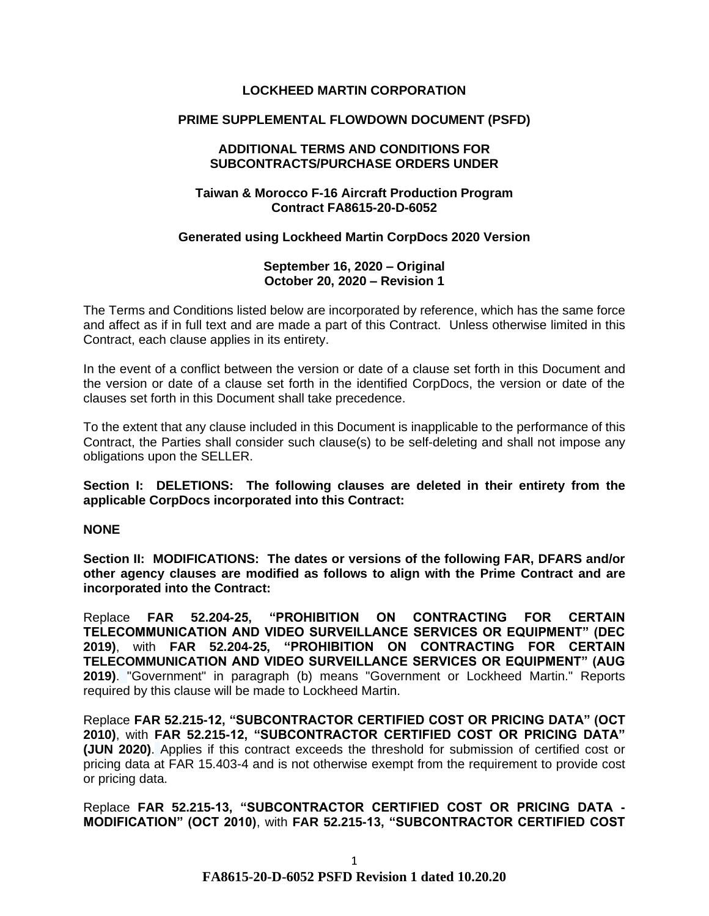**LOCKHEED MARTIN CORPORATION**

**PRIME SUPPLEMENTAL FLOWDOWN DOCUMENT (PSFD)**

**ADDITIONAL TERMS AND CONDITIONS FOR SUBCONTRACTS/PURCHASE ORDERS UNDER**

**Taiwan & Morocco F-16 Aircraft Production Program**
**Contract FA8615-20-D-6052**

**Generated using Lockheed Martin CorpDocs 2020 Version**

**September 16, 2020 – Original**
**October 20, 2020 – Revision 1**

The Terms and Conditions listed below are incorporated by reference, which has the same force and affect as if in full text and are made a part of this Contract. Unless otherwise limited in this Contract, each clause applies in its entirety.

In the event of a conflict between the version or date of a clause set forth in this Document and the version or date of a clause set forth in the identified CorpDocs, the version or date of the clauses set forth in this Document shall take precedence.

To the extent that any clause included in this Document is inapplicable to the performance of this Contract, the Parties shall consider such clause(s) to be self-deleting and shall not impose any obligations upon the SELLER.

**Section I: DELETIONS: The following clauses are deleted in their entirety from the applicable CorpDocs incorporated into this Contract:**

**NONE**

**Section II: MODIFICATIONS: The dates or versions of the following FAR, DFARS and/or other agency clauses are modified as follows to align with the Prime Contract and are incorporated into the Contract:**

Replace **FAR 52.204-25, "PROHIBITION ON CONTRACTING FOR CERTAIN TELECOMMUNICATION AND VIDEO SURVEILLANCE SERVICES OR EQUIPMENT" (DEC 2019)**, with **FAR 52.204-25, "PROHIBITION ON CONTRACTING FOR CERTAIN TELECOMMUNICATION AND VIDEO SURVEILLANCE SERVICES OR EQUIPMENT" (AUG 2019)**. "Government" in paragraph (b) means "Government or Lockheed Martin." Reports required by this clause will be made to Lockheed Martin.

Replace **FAR 52.215-12, "SUBCONTRACTOR CERTIFIED COST OR PRICING DATA" (OCT 2010)**, with **FAR 52.215-12, "SUBCONTRACTOR CERTIFIED COST OR PRICING DATA" (JUN 2020)**. Applies if this contract exceeds the threshold for submission of certified cost or pricing data at FAR 15.403-4 and is not otherwise exempt from the requirement to provide cost or pricing data.

Replace **FAR 52.215-13, "SUBCONTRACTOR CERTIFIED COST OR PRICING DATA - MODIFICATION" (OCT 2010)**, with **FAR 52.215-13, "SUBCONTRACTOR CERTIFIED COST**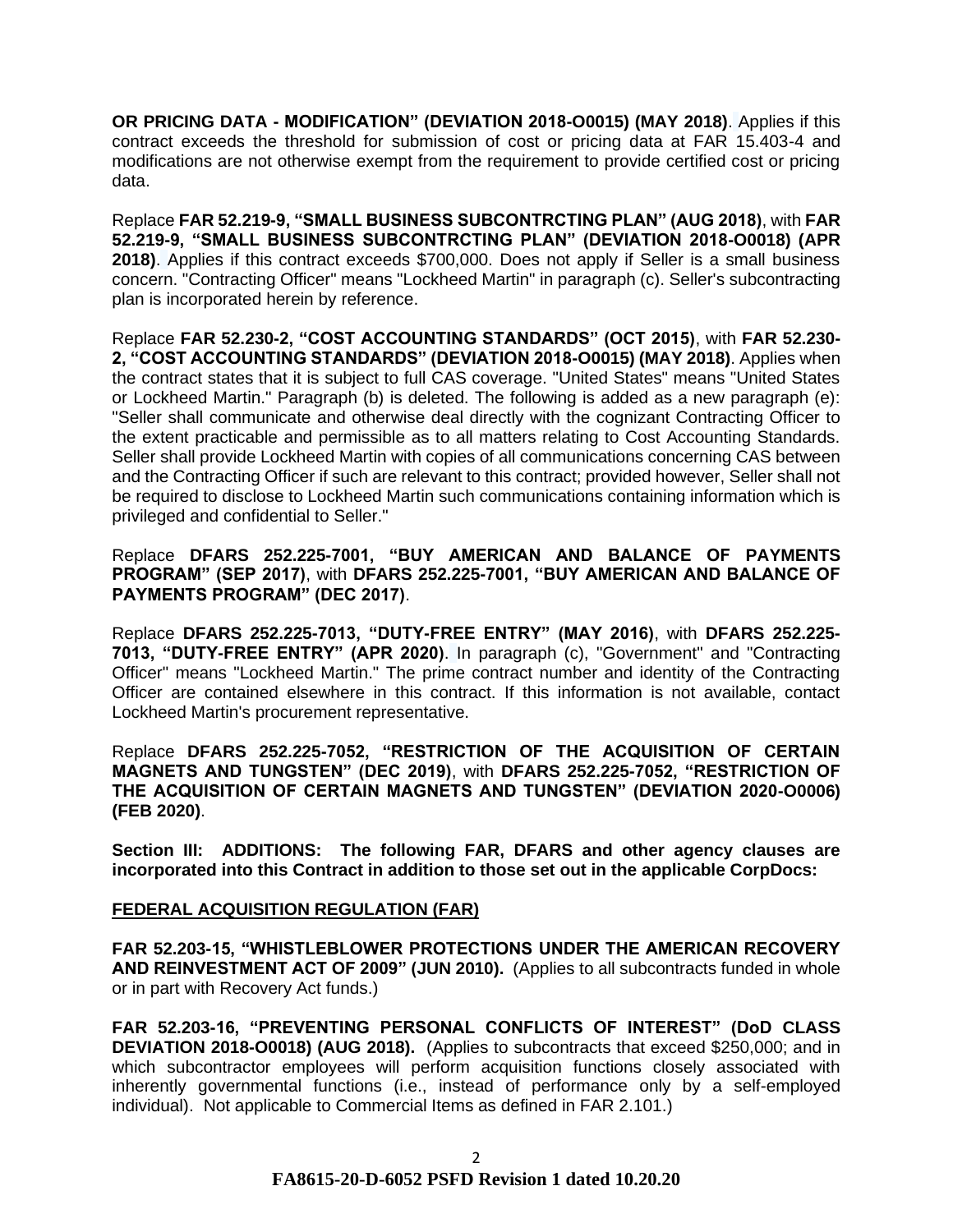**OR PRICING DATA - MODIFICATION" (DEVIATION 2018-O0015) (MAY 2018)**. Applies if this contract exceeds the threshold for submission of cost or pricing data at FAR 15.403-4 and modifications are not otherwise exempt from the requirement to provide certified cost or pricing data.

Replace **FAR 52.219-9, "SMALL BUSINESS SUBCONTRCTING PLAN" (AUG 2018)**, with **FAR 52.219-9, "SMALL BUSINESS SUBCONTRCTING PLAN" (DEVIATION 2018-O0018) (APR 2018)**. Applies if this contract exceeds $700,000. Does not apply if Seller is a small business concern. "Contracting Officer" means "Lockheed Martin" in paragraph (c). Seller's subcontracting plan is incorporated herein by reference.

Replace **FAR 52.230-2, "COST ACCOUNTING STANDARDS" (OCT 2015)**, with **FAR 52.230-2, "COST ACCOUNTING STANDARDS" (DEVIATION 2018-O0015) (MAY 2018)**. Applies when the contract states that it is subject to full CAS coverage. "United States" means "United States or Lockheed Martin." Paragraph (b) is deleted. The following is added as a new paragraph (e): "Seller shall communicate and otherwise deal directly with the cognizant Contracting Officer to the extent practicable and permissible as to all matters relating to Cost Accounting Standards. Seller shall provide Lockheed Martin with copies of all communications concerning CAS between and the Contracting Officer if such are relevant to this contract; provided however, Seller shall not be required to disclose to Lockheed Martin such communications containing information which is privileged and confidential to Seller."

Replace **DFARS 252.225-7001, "BUY AMERICAN AND BALANCE OF PAYMENTS PROGRAM" (SEP 2017)**, with **DFARS 252.225-7001, "BUY AMERICAN AND BALANCE OF PAYMENTS PROGRAM" (DEC 2017)**.

Replace **DFARS 252.225-7013, "DUTY-FREE ENTRY" (MAY 2016)**, with **DFARS 252.225-7013, "DUTY-FREE ENTRY" (APR 2020)**. In paragraph (c), "Government" and "Contracting Officer" means "Lockheed Martin." The prime contract number and identity of the Contracting Officer are contained elsewhere in this contract. If this information is not available, contact Lockheed Martin's procurement representative.

Replace **DFARS 252.225-7052, "RESTRICTION OF THE ACQUISITION OF CERTAIN MAGNETS AND TUNGSTEN" (DEC 2019)**, with **DFARS 252.225-7052, "RESTRICTION OF THE ACQUISITION OF CERTAIN MAGNETS AND TUNGSTEN" (DEVIATION 2020-O0006) (FEB 2020)**.

**Section III: ADDITIONS: The following FAR, DFARS and other agency clauses are incorporated into this Contract in addition to those set out in the applicable CorpDocs:**

**FEDERAL ACQUISITION REGULATION (FAR)**

**FAR 52.203-15, "WHISTLEBLOWER PROTECTIONS UNDER THE AMERICAN RECOVERY AND REINVESTMENT ACT OF 2009" (JUN 2010).** (Applies to all subcontracts funded in whole or in part with Recovery Act funds.)

**FAR 52.203-16, "PREVENTING PERSONAL CONFLICTS OF INTEREST" (DoD CLASS DEVIATION 2018-O0018) (AUG 2018).** (Applies to subcontracts that exceed $250,000; and in which subcontractor employees will perform acquisition functions closely associated with inherently governmental functions (i.e., instead of performance only by a self-employed individual). Not applicable to Commercial Items as defined in FAR 2.101.)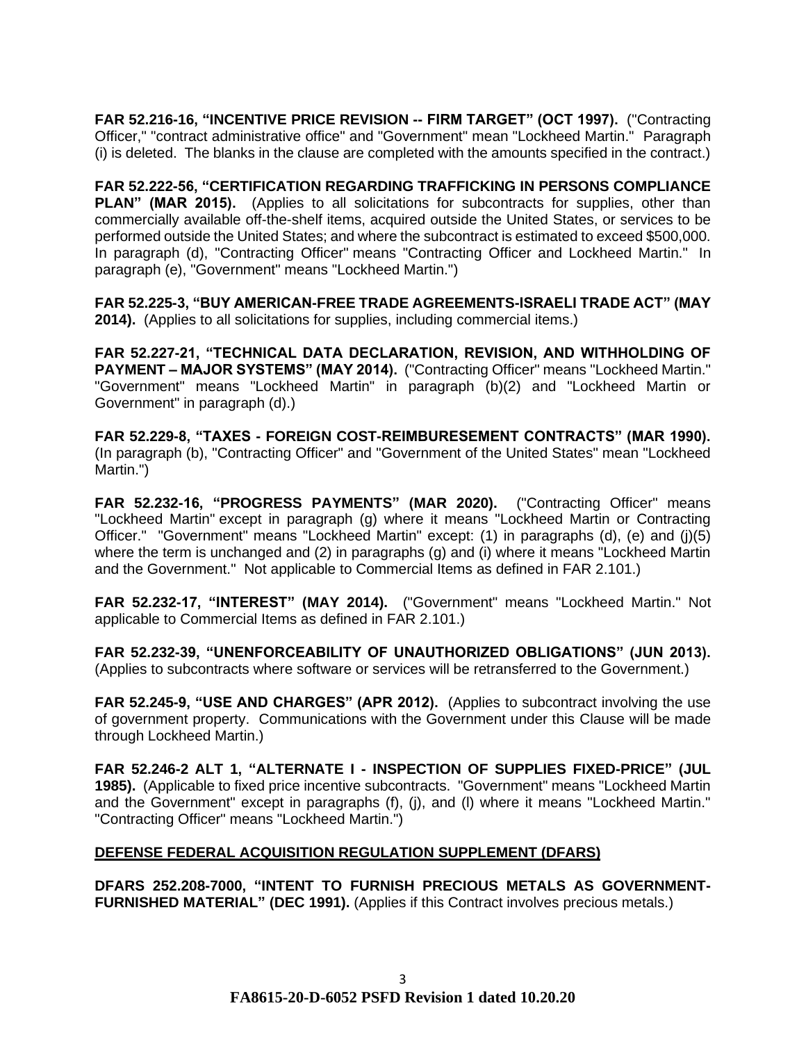**FAR 52.216-16, "INCENTIVE PRICE REVISION -- FIRM TARGET" (OCT 1997).** ("Contracting Officer," "contract administrative office" and "Government" mean "Lockheed Martin." Paragraph (i) is deleted. The blanks in the clause are completed with the amounts specified in the contract.)

**FAR 52.222-56, "CERTIFICATION REGARDING TRAFFICKING IN PERSONS COMPLIANCE PLAN" (MAR 2015).** (Applies to all solicitations for subcontracts for supplies, other than commercially available off-the-shelf items, acquired outside the United States, or services to be performed outside the United States; and where the subcontract is estimated to exceed $500,000. In paragraph (d), "Contracting Officer" means "Contracting Officer and Lockheed Martin." In paragraph (e), "Government" means "Lockheed Martin.")

**FAR 52.225-3, "BUY AMERICAN-FREE TRADE AGREEMENTS-ISRAELI TRADE ACT" (MAY 2014).** (Applies to all solicitations for supplies, including commercial items.)

**FAR 52.227-21, "TECHNICAL DATA DECLARATION, REVISION, AND WITHHOLDING OF PAYMENT – MAJOR SYSTEMS" (MAY 2014).** ("Contracting Officer" means "Lockheed Martin." "Government" means "Lockheed Martin" in paragraph (b)(2) and "Lockheed Martin or Government" in paragraph (d).)

**FAR 52.229-8, "TAXES - FOREIGN COST-REIMBURESEMENT CONTRACTS" (MAR 1990).** (In paragraph (b), "Contracting Officer" and "Government of the United States" mean "Lockheed Martin.")

**FAR 52.232-16, "PROGRESS PAYMENTS" (MAR 2020).** ("Contracting Officer" means "Lockheed Martin" except in paragraph (g) where it means "Lockheed Martin or Contracting Officer." "Government" means "Lockheed Martin" except: (1) in paragraphs (d), (e) and (j)(5) where the term is unchanged and (2) in paragraphs (g) and (i) where it means "Lockheed Martin and the Government." Not applicable to Commercial Items as defined in FAR 2.101.)

**FAR 52.232-17, "INTEREST" (MAY 2014).** ("Government" means "Lockheed Martin." Not applicable to Commercial Items as defined in FAR 2.101.)

**FAR 52.232-39, "UNENFORCEABILITY OF UNAUTHORIZED OBLIGATIONS" (JUN 2013).** (Applies to subcontracts where software or services will be retransferred to the Government.)

**FAR 52.245-9, "USE AND CHARGES" (APR 2012).** (Applies to subcontract involving the use of government property. Communications with the Government under this Clause will be made through Lockheed Martin.)

**FAR 52.246-2 ALT 1, "ALTERNATE I - INSPECTION OF SUPPLIES FIXED-PRICE" (JUL 1985).** (Applicable to fixed price incentive subcontracts. "Government" means "Lockheed Martin and the Government" except in paragraphs (f), (j), and (l) where it means "Lockheed Martin." "Contracting Officer" means "Lockheed Martin.")

## DEFENSE FEDERAL ACQUISITION REGULATION SUPPLEMENT (DFARS)

**DFARS 252.208-7000, "INTENT TO FURNISH PRECIOUS METALS AS GOVERNMENT-FURNISHED MATERIAL" (DEC 1991).** (Applies if this Contract involves precious metals.)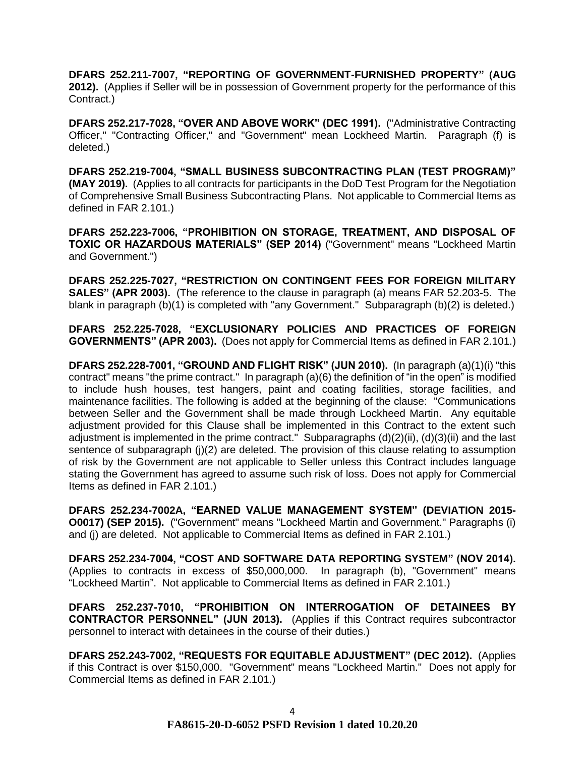**DFARS 252.211-7007, "REPORTING OF GOVERNMENT-FURNISHED PROPERTY" (AUG 2012).** (Applies if Seller will be in possession of Government property for the performance of this Contract.)

**DFARS 252.217-7028, "OVER AND ABOVE WORK" (DEC 1991).** ("Administrative Contracting Officer," "Contracting Officer," and "Government" mean Lockheed Martin. Paragraph (f) is deleted.)

**DFARS 252.219-7004, "SMALL BUSINESS SUBCONTRACTING PLAN (TEST PROGRAM)" (MAY 2019).** (Applies to all contracts for participants in the DoD Test Program for the Negotiation of Comprehensive Small Business Subcontracting Plans. Not applicable to Commercial Items as defined in FAR 2.101.)

**DFARS 252.223-7006, "PROHIBITION ON STORAGE, TREATMENT, AND DISPOSAL OF TOXIC OR HAZARDOUS MATERIALS" (SEP 2014)** ("Government" means "Lockheed Martin and Government.")

**DFARS 252.225-7027, "RESTRICTION ON CONTINGENT FEES FOR FOREIGN MILITARY SALES" (APR 2003).** (The reference to the clause in paragraph (a) means FAR 52.203-5. The blank in paragraph (b)(1) is completed with "any Government." Subparagraph (b)(2) is deleted.)

**DFARS 252.225-7028, "EXCLUSIONARY POLICIES AND PRACTICES OF FOREIGN GOVERNMENTS" (APR 2003).** (Does not apply for Commercial Items as defined in FAR 2.101.)

**DFARS 252.228-7001, "GROUND AND FLIGHT RISK" (JUN 2010).** (In paragraph (a)(1)(i) "this contract" means "the prime contract." In paragraph (a)(6) the definition of "in the open" is modified to include hush houses, test hangers, paint and coating facilities, storage facilities, and maintenance facilities. The following is added at the beginning of the clause: "Communications between Seller and the Government shall be made through Lockheed Martin. Any equitable adjustment provided for this Clause shall be implemented in this Contract to the extent such adjustment is implemented in the prime contract." Subparagraphs (d)(2)(ii), (d)(3)(ii) and the last sentence of subparagraph (j)(2) are deleted. The provision of this clause relating to assumption of risk by the Government are not applicable to Seller unless this Contract includes language stating the Government has agreed to assume such risk of loss. Does not apply for Commercial Items as defined in FAR 2.101.)

**DFARS 252.234-7002A, "EARNED VALUE MANAGEMENT SYSTEM" (DEVIATION 2015-O0017) (SEP 2015).** ("Government" means "Lockheed Martin and Government." Paragraphs (i) and (j) are deleted. Not applicable to Commercial Items as defined in FAR 2.101.)

**DFARS 252.234-7004, "COST AND SOFTWARE DATA REPORTING SYSTEM" (NOV 2014).** (Applies to contracts in excess of $50,000,000. In paragraph (b), "Government" means "Lockheed Martin". Not applicable to Commercial Items as defined in FAR 2.101.)

**DFARS 252.237-7010, "PROHIBITION ON INTERROGATION OF DETAINEES BY CONTRACTOR PERSONNEL" (JUN 2013).** (Applies if this Contract requires subcontractor personnel to interact with detainees in the course of their duties.)

**DFARS 252.243-7002, "REQUESTS FOR EQUITABLE ADJUSTMENT" (DEC 2012).** (Applies if this Contract is over $150,000. "Government" means "Lockheed Martin." Does not apply for Commercial Items as defined in FAR 2.101.)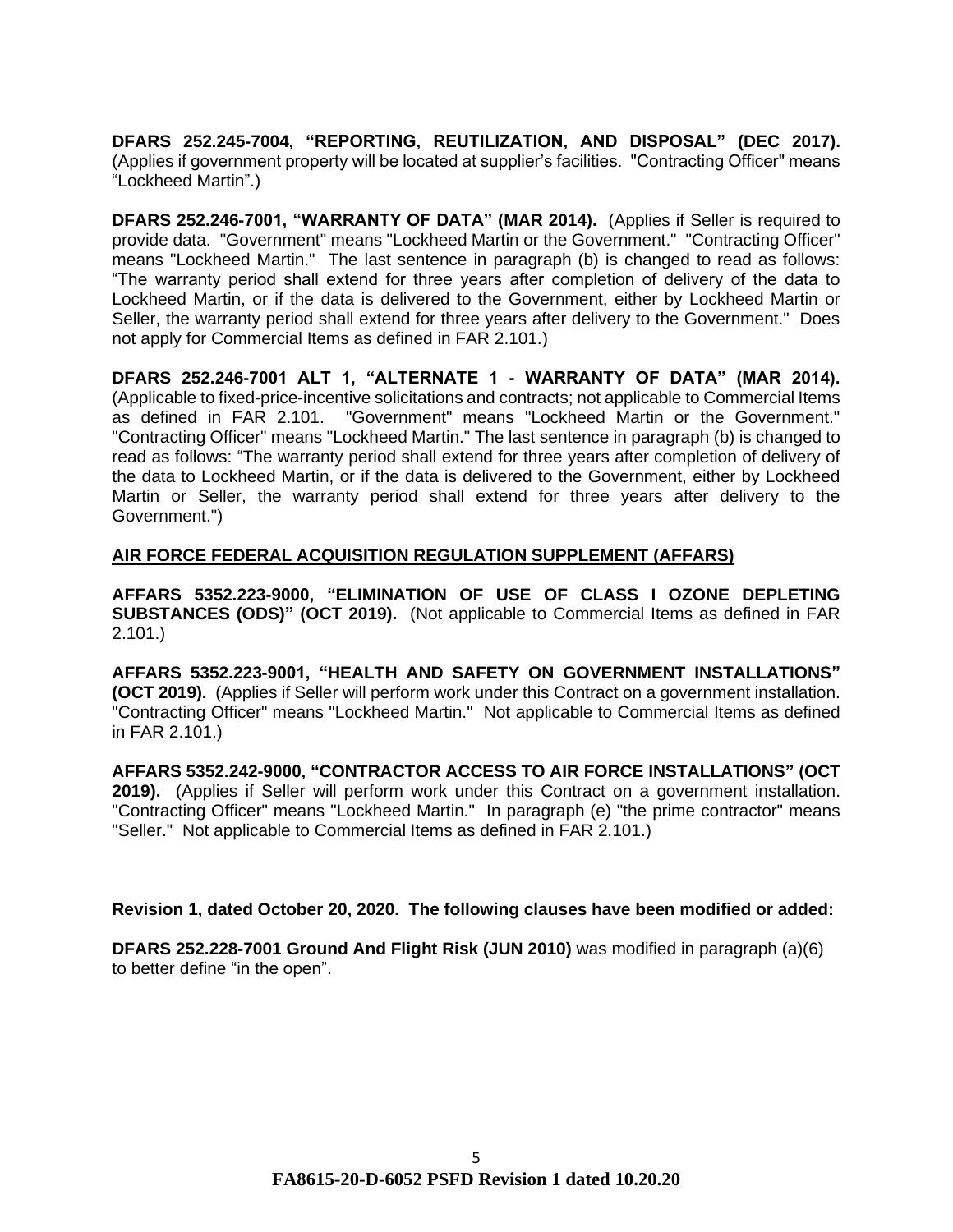**DFARS 252.245-7004, "REPORTING, REUTILIZATION, AND DISPOSAL" (DEC 2017).** (Applies if government property will be located at supplier's facilities. "Contracting Officer" means "Lockheed Martin".)

**DFARS 252.246-7001, "WARRANTY OF DATA" (MAR 2014).** (Applies if Seller is required to provide data. "Government" means "Lockheed Martin or the Government." "Contracting Officer" means "Lockheed Martin." The last sentence in paragraph (b) is changed to read as follows: "The warranty period shall extend for three years after completion of delivery of the data to Lockheed Martin, or if the data is delivered to the Government, either by Lockheed Martin or Seller, the warranty period shall extend for three years after delivery to the Government." Does not apply for Commercial Items as defined in FAR 2.101.)

**DFARS 252.246-7001 ALT 1, "ALTERNATE 1 - WARRANTY OF DATA" (MAR 2014).** (Applicable to fixed-price-incentive solicitations and contracts; not applicable to Commercial Items as defined in FAR 2.101. "Government" means "Lockheed Martin or the Government." "Contracting Officer" means "Lockheed Martin." The last sentence in paragraph (b) is changed to read as follows: "The warranty period shall extend for three years after completion of delivery of the data to Lockheed Martin, or if the data is delivered to the Government, either by Lockheed Martin or Seller, the warranty period shall extend for three years after delivery to the Government.")

**AIR FORCE FEDERAL ACQUISITION REGULATION SUPPLEMENT (AFFARS)**

**AFFARS 5352.223-9000, "ELIMINATION OF USE OF CLASS I OZONE DEPLETING SUBSTANCES (ODS)" (OCT 2019).** (Not applicable to Commercial Items as defined in FAR 2.101.)

**AFFARS 5352.223-9001, "HEALTH AND SAFETY ON GOVERNMENT INSTALLATIONS" (OCT 2019).** (Applies if Seller will perform work under this Contract on a government installation. "Contracting Officer" means "Lockheed Martin." Not applicable to Commercial Items as defined in FAR 2.101.)

**AFFARS 5352.242-9000, "CONTRACTOR ACCESS TO AIR FORCE INSTALLATIONS" (OCT 2019).** (Applies if Seller will perform work under this Contract on a government installation. "Contracting Officer" means "Lockheed Martin." In paragraph (e) "the prime contractor" means "Seller." Not applicable to Commercial Items as defined in FAR 2.101.)

**Revision 1, dated October 20, 2020. The following clauses have been modified or added:**

**DFARS 252.228-7001 Ground And Flight Risk (JUN 2010)** was modified in paragraph (a)(6) to better define "in the open".